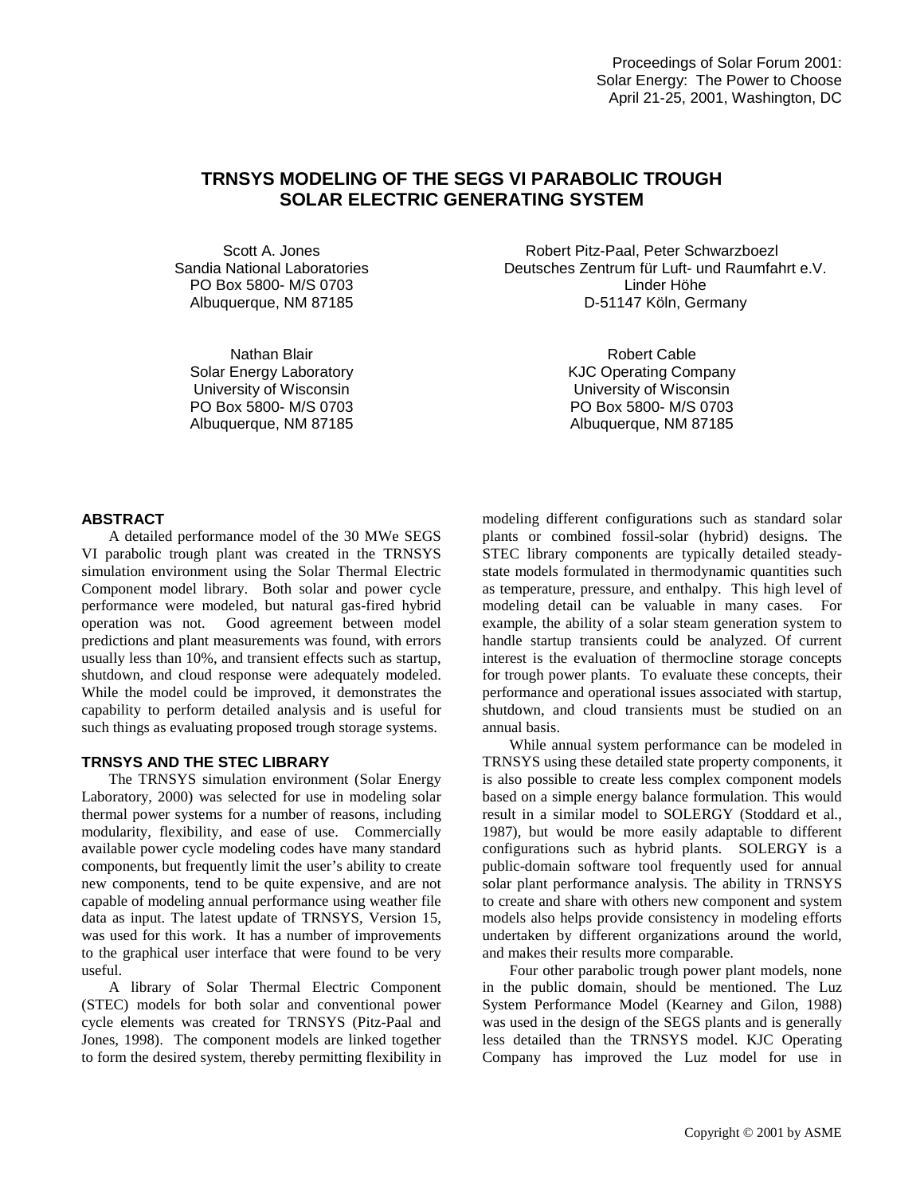Proceedings of Solar Forum 2001:
Solar Energy: The Power to Choose
April 21-25, 2001, Washington, DC

# TRNSYS MODELING OF THE SEGS VI PARABOLIC TROUGH SOLAR ELECTRIC GENERATING SYSTEM

Scott A. Jones
Sandia National Laboratories
PO Box 5800- M/S 0703
Albuquerque, NM 87185

Robert Pitz-Paal, Peter Schwarzboezl
Deutsches Zentrum für Luft- und Raumfahrt e.V.
Linder Höhe
D-51147 Köln, Germany

Nathan Blair
Solar Energy Laboratory
University of Wisconsin
PO Box 5800- M/S 0703
Albuquerque, NM 87185

Robert Cable
KJC Operating Company
University of Wisconsin
PO Box 5800- M/S 0703
Albuquerque, NM 87185

## ABSTRACT

A detailed performance model of the 30 MWe SEGS VI parabolic trough plant was created in the TRNSYS simulation environment using the Solar Thermal Electric Component model library. Both solar and power cycle performance were modeled, but natural gas-fired hybrid operation was not. Good agreement between model predictions and plant measurements was found, with errors usually less than 10%, and transient effects such as startup, shutdown, and cloud response were adequately modeled. While the model could be improved, it demonstrates the capability to perform detailed analysis and is useful for such things as evaluating proposed trough storage systems.

## TRNSYS AND THE STEC LIBRARY

The TRNSYS simulation environment (Solar Energy Laboratory, 2000) was selected for use in modeling solar thermal power systems for a number of reasons, including modularity, flexibility, and ease of use. Commercially available power cycle modeling codes have many standard components, but frequently limit the user's ability to create new components, tend to be quite expensive, and are not capable of modeling annual performance using weather file data as input. The latest update of TRNSYS, Version 15, was used for this work. It has a number of improvements to the graphical user interface that were found to be very useful.

A library of Solar Thermal Electric Component (STEC) models for both solar and conventional power cycle elements was created for TRNSYS (Pitz-Paal and Jones, 1998). The component models are linked together to form the desired system, thereby permitting flexibility in modeling different configurations such as standard solar plants or combined fossil-solar (hybrid) designs. The STEC library components are typically detailed steady-state models formulated in thermodynamic quantities such as temperature, pressure, and enthalpy. This high level of modeling detail can be valuable in many cases. For example, the ability of a solar steam generation system to handle startup transients could be analyzed. Of current interest is the evaluation of thermocline storage concepts for trough power plants. To evaluate these concepts, their performance and operational issues associated with startup, shutdown, and cloud transients must be studied on an annual basis.

While annual system performance can be modeled in TRNSYS using these detailed state property components, it is also possible to create less complex component models based on a simple energy balance formulation. This would result in a similar model to SOLERGY (Stoddard et al., 1987), but would be more easily adaptable to different configurations such as hybrid plants. SOLERGY is a public-domain software tool frequently used for annual solar plant performance analysis. The ability in TRNSYS to create and share with others new component and system models also helps provide consistency in modeling efforts undertaken by different organizations around the world, and makes their results more comparable.

Four other parabolic trough power plant models, none in the public domain, should be mentioned. The Luz System Performance Model (Kearney and Gilon, 1988) was used in the design of the SEGS plants and is generally less detailed than the TRNSYS model. KJC Operating Company has improved the Luz model for use in

Copyright © 2001 by ASME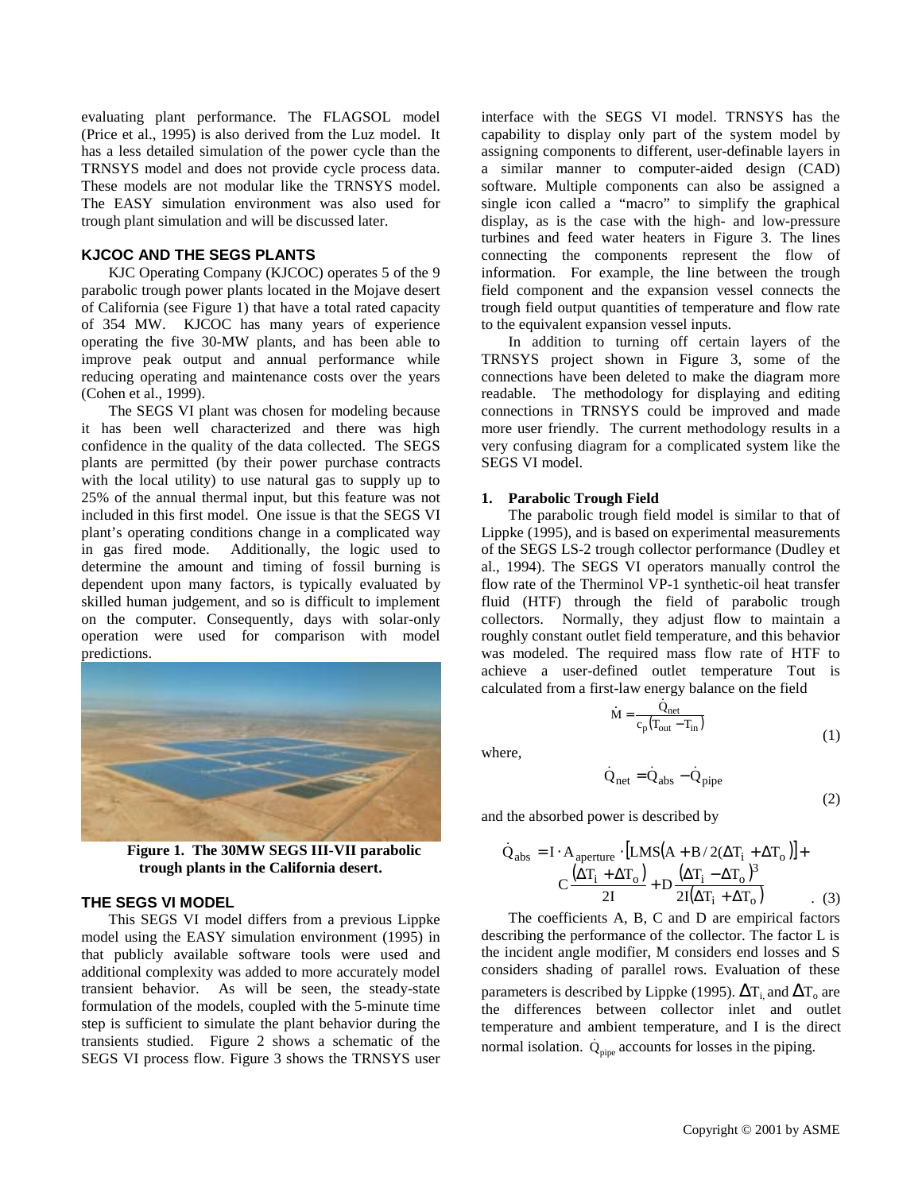evaluating plant performance. The FLAGSOL model (Price et al., 1995) is also derived from the Luz model. It has a less detailed simulation of the power cycle than the TRNSYS model and does not provide cycle process data. These models are not modular like the TRNSYS model. The EASY simulation environment was also used for trough plant simulation and will be discussed later.

## KJCOC AND THE SEGS PLANTS

KJC Operating Company (KJCOC) operates 5 of the 9 parabolic trough power plants located in the Mojave desert of California (see Figure 1) that have a total rated capacity of 354 MW. KJCOC has many years of experience operating the five 30-MW plants, and has been able to improve peak output and annual performance while reducing operating and maintenance costs over the years (Cohen et al., 1999).

The SEGS VI plant was chosen for modeling because it has been well characterized and there was high confidence in the quality of the data collected. The SEGS plants are permitted (by their power purchase contracts with the local utility) to use natural gas to supply up to 25% of the annual thermal input, but this feature was not included in this first model. One issue is that the SEGS VI plant's operating conditions change in a complicated way in gas fired mode. Additionally, the logic used to determine the amount and timing of fossil burning is dependent upon many factors, is typically evaluated by skilled human judgement, and so is difficult to implement on the computer. Consequently, days with solar-only operation were used for comparison with model predictions.

**Figure 1. The 30MW SEGS III-VII parabolic trough plants in the California desert.**

## THE SEGS VI MODEL

This SEGS VI model differs from a previous Lippke model using the EASY simulation environment (1995) in that publicly available software tools were used and additional complexity was added to more accurately model transient behavior. As will be seen, the steady-state formulation of the models, coupled with the 5-minute time step is sufficient to simulate the plant behavior during the transients studied. Figure 2 shows a schematic of the SEGS VI process flow. Figure 3 shows the TRNSYS user interface with the SEGS VI model. TRNSYS has the capability to display only part of the system model by assigning components to different, user-definable layers in a similar manner to computer-aided design (CAD) software. Multiple components can also be assigned a single icon called a "macro" to simplify the graphical display, as is the case with the high- and low-pressure turbines and feed water heaters in Figure 3. The lines connecting the components represent the flow of information. For example, the line between the trough field component and the expansion vessel connects the trough field output quantities of temperature and flow rate to the equivalent expansion vessel inputs.

In addition to turning off certain layers of the TRNSYS project shown in Figure 3, some of the connections have been deleted to make the diagram more readable. The methodology for displaying and editing connections in TRNSYS could be improved and made more user friendly. The current methodology results in a very confusing diagram for a complicated system like the SEGS VI model.

### 1. Parabolic Trough Field

The parabolic trough field model is similar to that of Lippke (1995), and is based on experimental measurements of the SEGS LS-2 trough collector performance (Dudley et al., 1994). The SEGS VI operators manually control the flow rate of the Therminol VP-1 synthetic-oil heat transfer fluid (HTF) through the field of parabolic trough collectors. Normally, they adjust flow to maintain a roughly constant outlet field temperature, and this behavior was modeled. The required mass flow rate of HTF to achieve a user-defined outlet temperature Tout is calculated from a first-law energy balance on the field

$$\dot{M} = \frac{\dot{Q}_{net}}{c_p\left(T_{out} - T_{in}\right)} \tag{1}$$

where,

$$\dot{Q}_{net} = \dot{Q}_{abs} - \dot{Q}_{pipe} \tag{2}$$

and the absorbed power is described by

$$\dot{Q}_{abs} = I \cdot A_{aperture} \cdot \left[LMS\left(A + B/2(\Delta T_i + \Delta T_o)\right)\right] + C\frac{\left(\Delta T_i + \Delta T_o\right)}{2I} + D\frac{\left(\Delta T_i - \Delta T_o\right)^3}{2I\left(\Delta T_i + \Delta T_o\right)} \tag{3}$$

The coefficients A, B, C and D are empirical factors describing the performance of the collector. The factor L is the incident angle modifier, M considers end losses and S considers shading of parallel rows. Evaluation of these parameters is described by Lippke (1995). $\Delta T_i$ and $\Delta T_o$ are the differences between collector inlet and outlet temperature and ambient temperature, and I is the direct normal isolation. $\dot{Q}_{pipe}$ accounts for losses in the piping.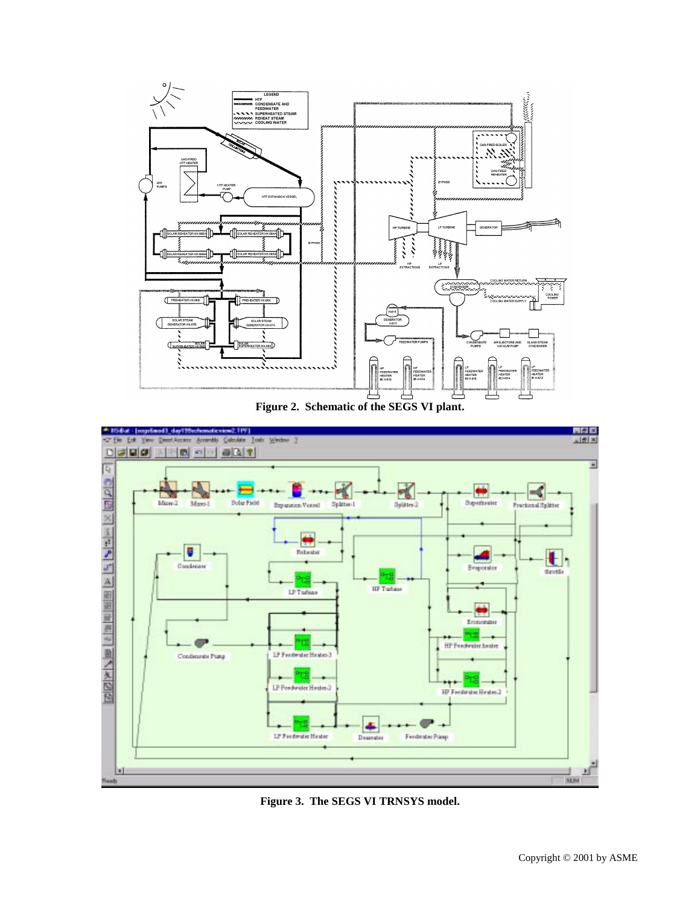**Figure 2. Schematic of the SEGS VI plant.**

**Figure 3. The SEGS VI TRNSYS model.**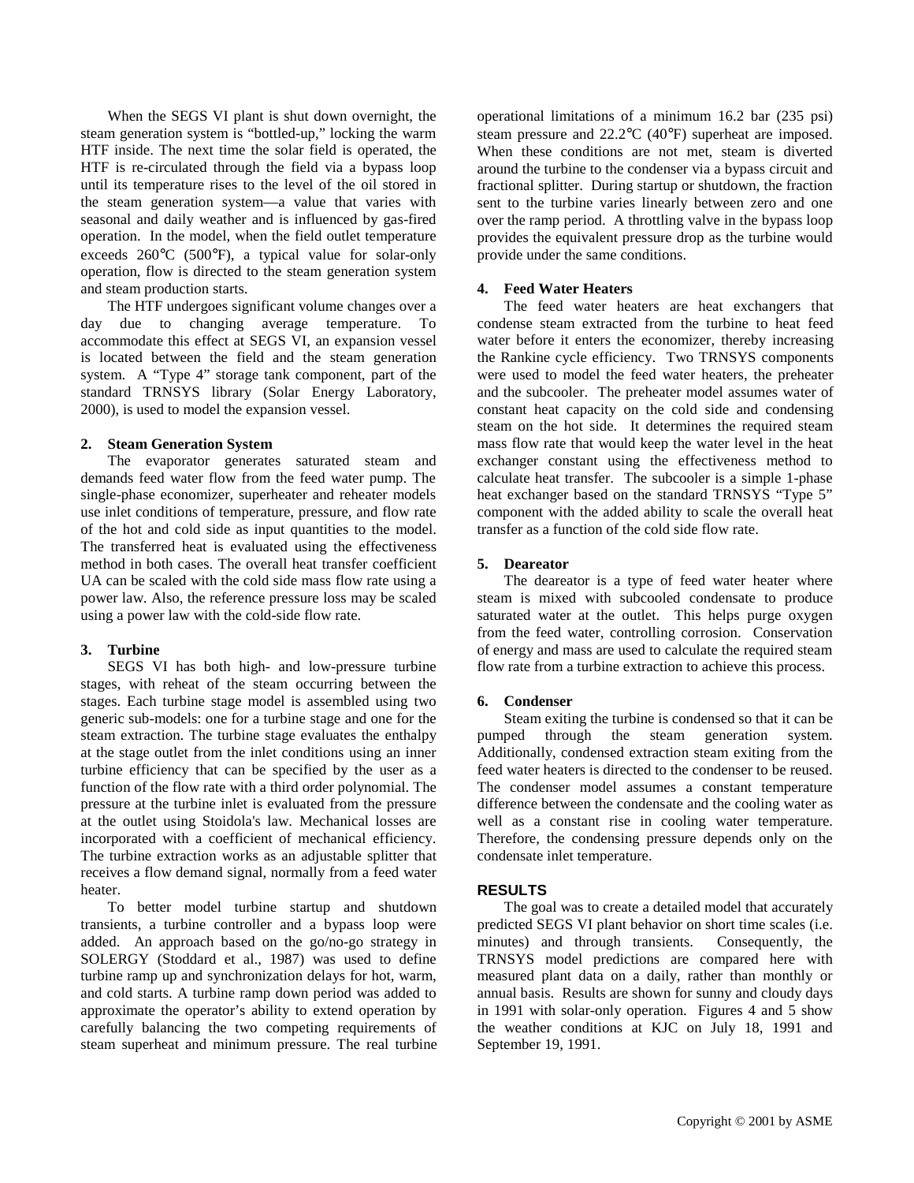When the SEGS VI plant is shut down overnight, the steam generation system is "bottled-up," locking the warm HTF inside. The next time the solar field is operated, the HTF is re-circulated through the field via a bypass loop until its temperature rises to the level of the oil stored in the steam generation system—a value that varies with seasonal and daily weather and is influenced by gas-fired operation. In the model, when the field outlet temperature exceeds 260°C (500°F), a typical value for solar-only operation, flow is directed to the steam generation system and steam production starts.

The HTF undergoes significant volume changes over a day due to changing average temperature. To accommodate this effect at SEGS VI, an expansion vessel is located between the field and the steam generation system. A "Type 4" storage tank component, part of the standard TRNSYS library (Solar Energy Laboratory, 2000), is used to model the expansion vessel.

**2. Steam Generation System**

The evaporator generates saturated steam and demands feed water flow from the feed water pump. The single-phase economizer, superheater and reheater models use inlet conditions of temperature, pressure, and flow rate of the hot and cold side as input quantities to the model. The transferred heat is evaluated using the effectiveness method in both cases. The overall heat transfer coefficient UA can be scaled with the cold side mass flow rate using a power law. Also, the reference pressure loss may be scaled using a power law with the cold-side flow rate.

**3. Turbine**

SEGS VI has both high- and low-pressure turbine stages, with reheat of the steam occurring between the stages. Each turbine stage model is assembled using two generic sub-models: one for a turbine stage and one for the steam extraction. The turbine stage evaluates the enthalpy at the stage outlet from the inlet conditions using an inner turbine efficiency that can be specified by the user as a function of the flow rate with a third order polynomial. The pressure at the turbine inlet is evaluated from the pressure at the outlet using Stoidola's law. Mechanical losses are incorporated with a coefficient of mechanical efficiency. The turbine extraction works as an adjustable splitter that receives a flow demand signal, normally from a feed water heater.

To better model turbine startup and shutdown transients, a turbine controller and a bypass loop were added. An approach based on the go/no-go strategy in SOLERGY (Stoddard et al., 1987) was used to define turbine ramp up and synchronization delays for hot, warm, and cold starts. A turbine ramp down period was added to approximate the operator's ability to extend operation by carefully balancing the two competing requirements of steam superheat and minimum pressure. The real turbine operational limitations of a minimum 16.2 bar (235 psi) steam pressure and 22.2°C (40°F) superheat are imposed. When these conditions are not met, steam is diverted around the turbine to the condenser via a bypass circuit and fractional splitter. During startup or shutdown, the fraction sent to the turbine varies linearly between zero and one over the ramp period. A throttling valve in the bypass loop provides the equivalent pressure drop as the turbine would provide under the same conditions.

**4. Feed Water Heaters**

The feed water heaters are heat exchangers that condense steam extracted from the turbine to heat feed water before it enters the economizer, thereby increasing the Rankine cycle efficiency. Two TRNSYS components were used to model the feed water heaters, the preheater and the subcooler. The preheater model assumes water of constant heat capacity on the cold side and condensing steam on the hot side. It determines the required steam mass flow rate that would keep the water level in the heat exchanger constant using the effectiveness method to calculate heat transfer. The subcooler is a simple 1-phase heat exchanger based on the standard TRNSYS "Type 5" component with the added ability to scale the overall heat transfer as a function of the cold side flow rate.

**5. Deareator**

The deareator is a type of feed water heater where steam is mixed with subcooled condensate to produce saturated water at the outlet. This helps purge oxygen from the feed water, controlling corrosion. Conservation of energy and mass are used to calculate the required steam flow rate from a turbine extraction to achieve this process.

**6. Condenser**

Steam exiting the turbine is condensed so that it can be pumped through the steam generation system. Additionally, condensed extraction steam exiting from the feed water heaters is directed to the condenser to be reused. The condenser model assumes a constant temperature difference between the condensate and the cooling water as well as a constant rise in cooling water temperature. Therefore, the condensing pressure depends only on the condensate inlet temperature.

## RESULTS

The goal was to create a detailed model that accurately predicted SEGS VI plant behavior on short time scales (i.e. minutes) and through transients. Consequently, the TRNSYS model predictions are compared here with measured plant data on a daily, rather than monthly or annual basis. Results are shown for sunny and cloudy days in 1991 with solar-only operation. Figures 4 and 5 show the weather conditions at KJC on July 18, 1991 and September 19, 1991.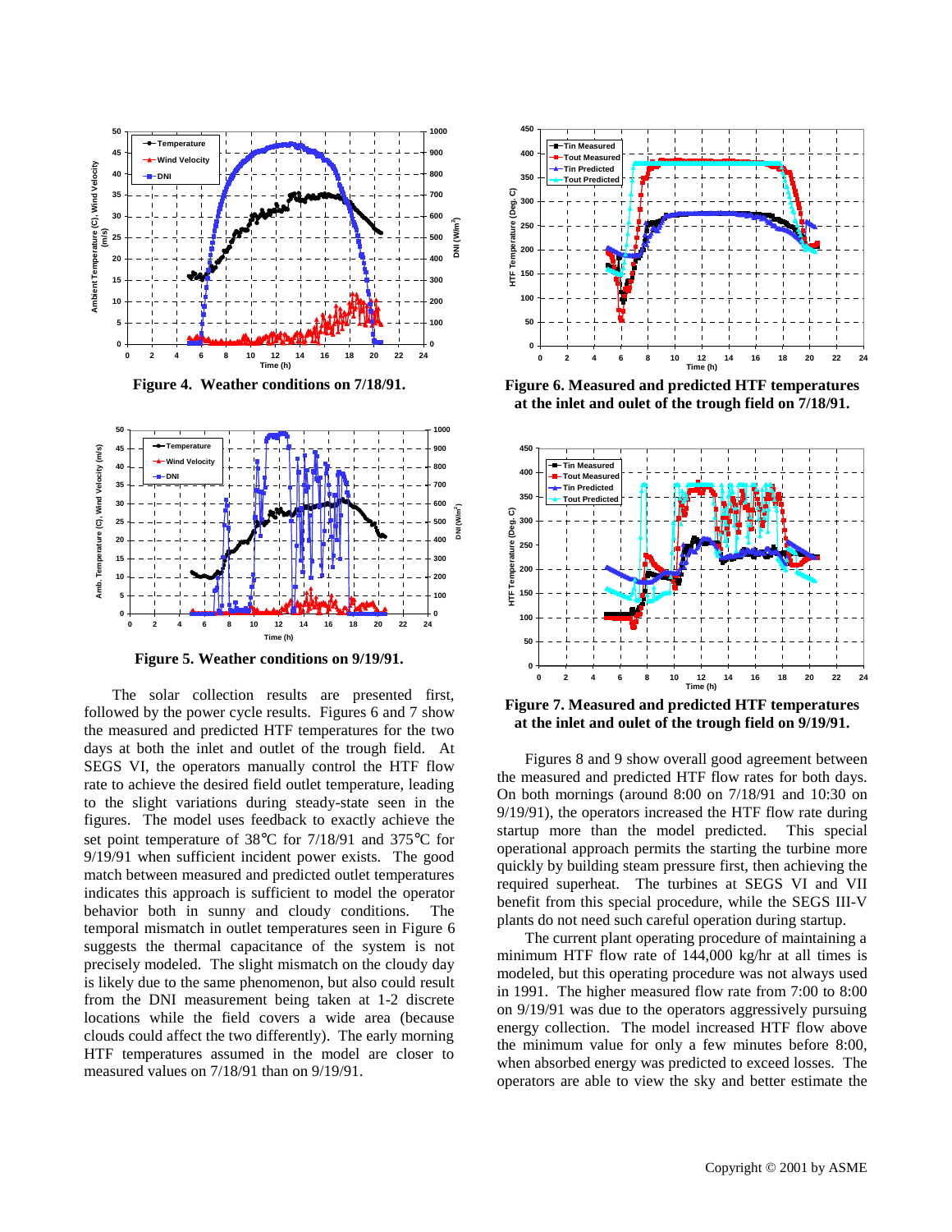**Figure 4. Weather conditions on 7/18/91.**

**Figure 5. Weather conditions on 9/19/91.**

The solar collection results are presented first, followed by the power cycle results. Figures 6 and 7 show the measured and predicted HTF temperatures for the two days at both the inlet and outlet of the trough field. At SEGS VI, the operators manually control the HTF flow rate to achieve the desired field outlet temperature, leading to the slight variations during steady-state seen in the figures. The model uses feedback to exactly achieve the set point temperature of 38°C for 7/18/91 and 375°C for 9/19/91 when sufficient incident power exists. The good match between measured and predicted outlet temperatures indicates this approach is sufficient to model the operator behavior both in sunny and cloudy conditions. The temporal mismatch in outlet temperatures seen in Figure 6 suggests the thermal capacitance of the system is not precisely modeled. The slight mismatch on the cloudy day is likely due to the same phenomenon, but also could result from the DNI measurement being taken at 1-2 discrete locations while the field covers a wide area (because clouds could affect the two differently). The early morning HTF temperatures assumed in the model are closer to measured values on 7/18/91 than on 9/19/91.

**Figure 6. Measured and predicted HTF temperatures at the inlet and oulet of the trough field on 7/18/91.**

**Figure 7. Measured and predicted HTF temperatures at the inlet and oulet of the trough field on 9/19/91.**

Figures 8 and 9 show overall good agreement between the measured and predicted HTF flow rates for both days. On both mornings (around 8:00 on 7/18/91 and 10:30 on 9/19/91), the operators increased the HTF flow rate during startup more than the model predicted. This special operational approach permits the starting the turbine more quickly by building steam pressure first, then achieving the required superheat. The turbines at SEGS VI and VII benefit from this special procedure, while the SEGS III-V plants do not need such careful operation during startup.

The current plant operating procedure of maintaining a minimum HTF flow rate of 144,000 kg/hr at all times is modeled, but this operating procedure was not always used in 1991. The higher measured flow rate from 7:00 to 8:00 on 9/19/91 was due to the operators aggressively pursuing energy collection. The model increased HTF flow above the minimum value for only a few minutes before 8:00, when absorbed energy was predicted to exceed losses. The operators are able to view the sky and better estimate the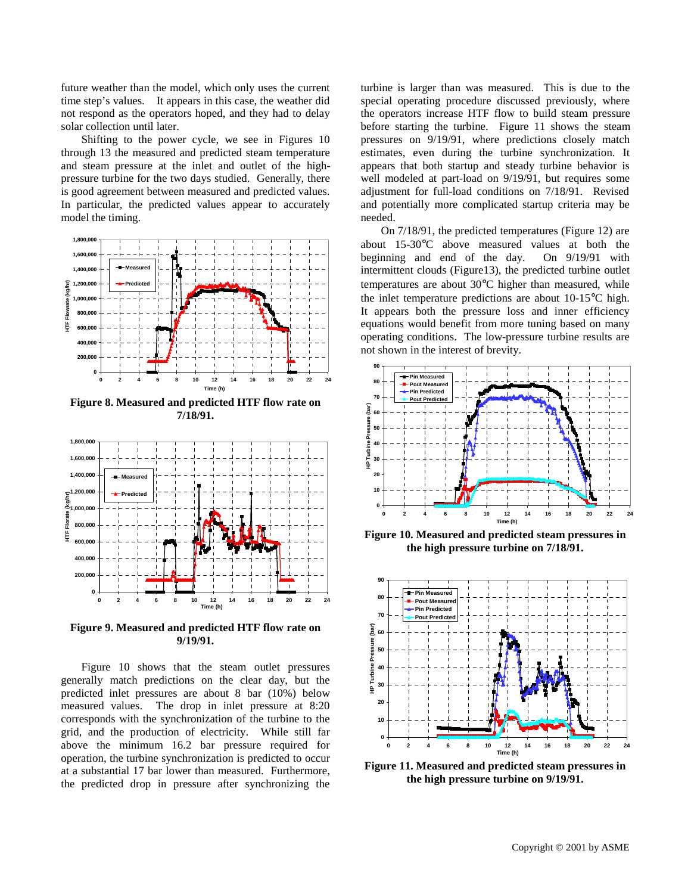future weather than the model, which only uses the current time step's values. It appears in this case, the weather did not respond as the operators hoped, and they had to delay solar collection until later.

Shifting to the power cycle, we see in Figures 10 through 13 the measured and predicted steam temperature and steam pressure at the inlet and outlet of the high-pressure turbine for the two days studied. Generally, there is good agreement between measured and predicted values. In particular, the predicted values appear to accurately model the timing.

**Figure 8. Measured and predicted HTF flow rate on 7/18/91.**

**Figure 9. Measured and predicted HTF flow rate on 9/19/91.**

Figure 10 shows that the steam outlet pressures generally match predictions on the clear day, but the predicted inlet pressures are about 8 bar (10%) below measured values. The drop in inlet pressure at 8:20 corresponds with the synchronization of the turbine to the grid, and the production of electricity. While still far above the minimum 16.2 bar pressure required for operation, the turbine synchronization is predicted to occur at a substantial 17 bar lower than measured. Furthermore, the predicted drop in pressure after synchronizing the turbine is larger than was measured. This is due to the special operating procedure discussed previously, where the operators increase HTF flow to build steam pressure before starting the turbine. Figure 11 shows the steam pressures on 9/19/91, where predictions closely match estimates, even during the turbine synchronization. It appears that both startup and steady turbine behavior is well modeled at part-load on 9/19/91, but requires some adjustment for full-load conditions on 7/18/91. Revised and potentially more complicated startup criteria may be needed.

On 7/18/91, the predicted temperatures (Figure 12) are about 15-30°C above measured values at both the beginning and end of the day. On 9/19/91 with intermittent clouds (Figure13), the predicted turbine outlet temperatures are about 30°C higher than measured, while the inlet temperature predictions are about 10-15°C high. It appears both the pressure loss and inner efficiency equations would benefit from more tuning based on many operating conditions. The low-pressure turbine results are not shown in the interest of brevity.

**Figure 10. Measured and predicted steam pressures in the high pressure turbine on 7/18/91.**

**Figure 11. Measured and predicted steam pressures in the high pressure turbine on 9/19/91.**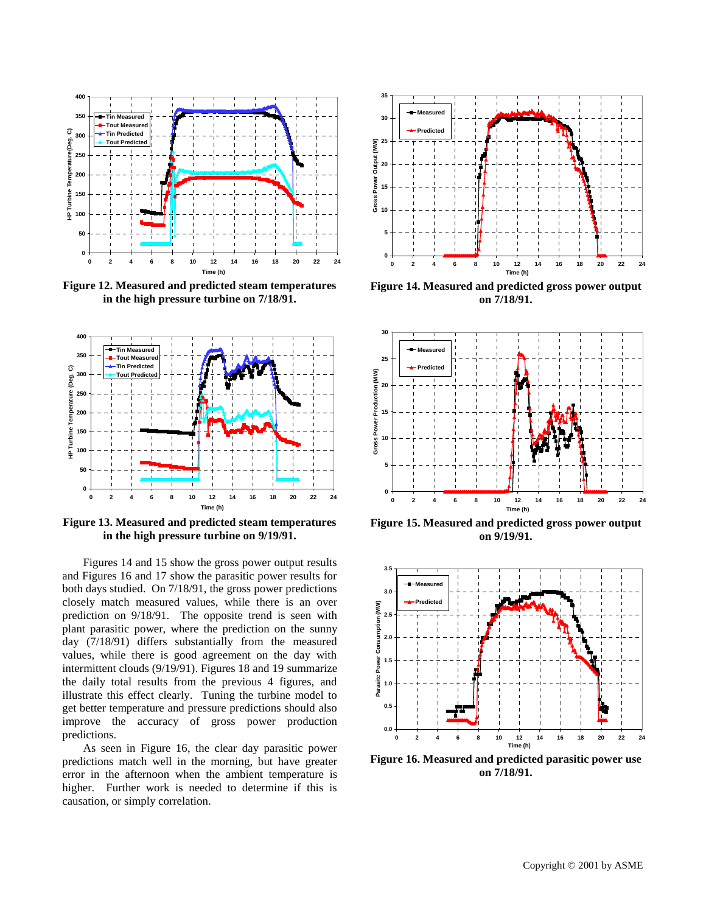**Figure 12. Measured and predicted steam temperatures in the high pressure turbine on 7/18/91.**

**Figure 13. Measured and predicted steam temperatures in the high pressure turbine on 9/19/91.**

Figures 14 and 15 show the gross power output results and Figures 16 and 17 show the parasitic power results for both days studied. On 7/18/91, the gross power predictions closely match measured values, while there is an over prediction on 9/18/91. The opposite trend is seen with plant parasitic power, where the prediction on the sunny day (7/18/91) differs substantially from the measured values, while there is good agreement on the day with intermittent clouds (9/19/91). Figures 18 and 19 summarize the daily total results from the previous 4 figures, and illustrate this effect clearly. Tuning the turbine model to get better temperature and pressure predictions should also improve the accuracy of gross power production predictions.

As seen in Figure 16, the clear day parasitic power predictions match well in the morning, but have greater error in the afternoon when the ambient temperature is higher. Further work is needed to determine if this is causation, or simply correlation.

**Figure 14. Measured and predicted gross power output on 7/18/91.**

**Figure 15. Measured and predicted gross power output on 9/19/91.**

**Figure 16. Measured and predicted parasitic power use on 7/18/91.**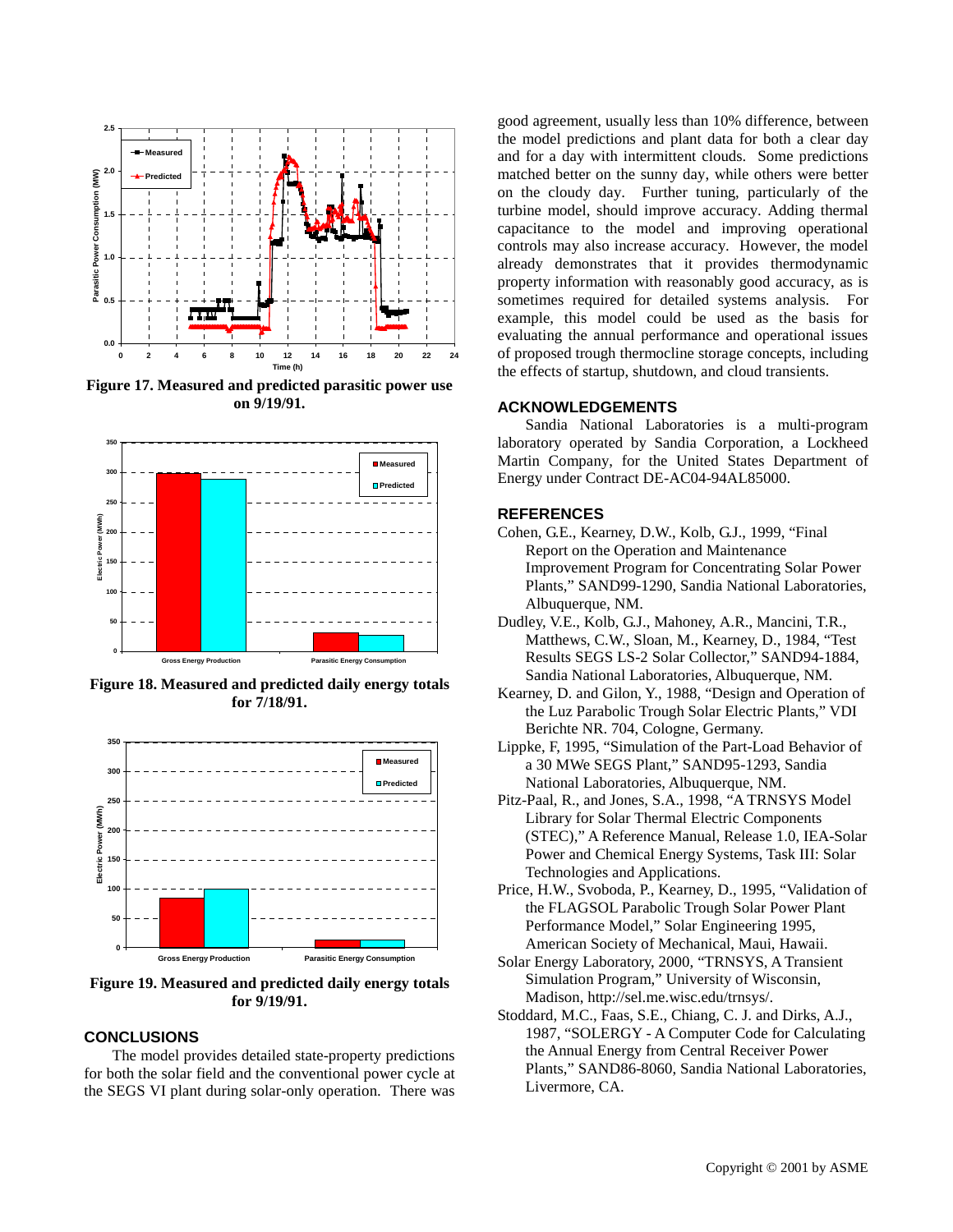2.5

2.0

1.5

1.0

0.5

0.0

0 2 4 6 8 10 12 14 16 18 20 22 24

Time (h)

Parasitic Power Consumption (MW)

Measured

Predicted

**Figure 17. Measured and predicted parasitic power use on 9/19/91.**

350

300

250

200

150

100

50

0

Electric Power (MWh)

Gross Energy Production

Parasitic Energy Consumption

Measured

Predicted

**Figure 18. Measured and predicted daily energy totals for 7/18/91.**

350

300

250

200

150

100

50

0

Electric Power (MWh)

Gross Energy Production

Parasitic Energy Consumption

Measured

Predicted

**Figure 19. Measured and predicted daily energy totals for 9/19/91.**

## CONCLUSIONS

The model provides detailed state-property predictions for both the solar field and the conventional power cycle at the SEGS VI plant during solar-only operation. There was good agreement, usually less than 10% difference, between the model predictions and plant data for both a clear day and for a day with intermittent clouds. Some predictions matched better on the sunny day, while others were better on the cloudy day. Further tuning, particularly of the turbine model, should improve accuracy. Adding thermal capacitance to the model and improving operational controls may also increase accuracy. However, the model already demonstrates that it provides thermodynamic property information with reasonably good accuracy, as is sometimes required for detailed systems analysis. For example, this model could be used as the basis for evaluating the annual performance and operational issues of proposed trough thermocline storage concepts, including the effects of startup, shutdown, and cloud transients.

## ACKNOWLEDGEMENTS

Sandia National Laboratories is a multi-program laboratory operated by Sandia Corporation, a Lockheed Martin Company, for the United States Department of Energy under Contract DE-AC04-94AL85000.

## REFERENCES

Cohen, G.E., Kearney, D.W., Kolb, G.J., 1999, "Final Report on the Operation and Maintenance Improvement Program for Concentrating Solar Power Plants," SAND99-1290, Sandia National Laboratories, Albuquerque, NM.

Dudley, V.E., Kolb, G.J., Mahoney, A.R., Mancini, T.R., Matthews, C.W., Sloan, M., Kearney, D., 1984, "Test Results SEGS LS-2 Solar Collector," SAND94-1884, Sandia National Laboratories, Albuquerque, NM.

Kearney, D. and Gilon, Y., 1988, "Design and Operation of the Luz Parabolic Trough Solar Electric Plants," VDI Berichte NR. 704, Cologne, Germany.

Lippke, F, 1995, "Simulation of the Part-Load Behavior of a 30 MWe SEGS Plant," SAND95-1293, Sandia National Laboratories, Albuquerque, NM.

Pitz-Paal, R., and Jones, S.A., 1998, "A TRNSYS Model Library for Solar Thermal Electric Components (STEC)," A Reference Manual, Release 1.0, IEA-Solar Power and Chemical Energy Systems, Task III: Solar Technologies and Applications.

Price, H.W., Svoboda, P., Kearney, D., 1995, "Validation of the FLAGSOL Parabolic Trough Solar Power Plant Performance Model," Solar Engineering 1995, American Society of Mechanical, Maui, Hawaii.

Solar Energy Laboratory, 2000, "TRNSYS, A Transient Simulation Program," University of Wisconsin, Madison, http://sel.me.wisc.edu/trnsys/.

Stoddard, M.C., Faas, S.E., Chiang, C. J. and Dirks, A.J., 1987, "SOLERGY - A Computer Code for Calculating the Annual Energy from Central Receiver Power Plants," SAND86-8060, Sandia National Laboratories, Livermore, CA.